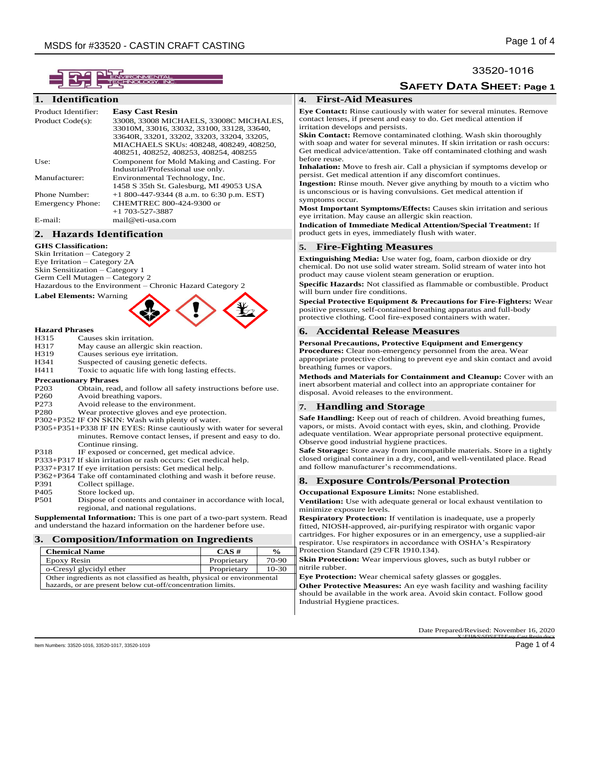33520-1016

**SAFETY DATA SHEET: Page 1**

## 1. Identification

| | |
|---|---|
| Product Identifier: | **Easy Cast Resin** |
| Product Code(s): | 33008, 33008 MICHAELS, 33008C MICHAELS, 33010M, 33016, 33032, 33100, 33128, 33640, 33640R, 33201, 33202, 33203, 33204, 33205, MIACHAELS SKUs: 408248, 408249, 408250, 408251, 408252, 408253, 408254, 408255 |
| Use: | Component for Mold Making and Casting. For Industrial/Professional use only. |
| Manufacturer: | Environmental Technology, Inc. 1458 S 35th St. Galesburg, MI 49053 USA |
| Phone Number: | +1 800-447-9344 (8 a.m. to 6:30 p.m. EST) |
| Emergency Phone: | CHEMTREC 800-424-9300 or +1 703-527-3887 |
| E-mail: | mail@eti-usa.com |

## 2. Hazards Identification

**GHS Classification:**
Skin Irritation – Category 2
Eye Irritation – Category 2A
Skin Sensitization – Category 1
Germ Cell Mutagen – Category 2
Hazardous to the Environment – Chronic Hazard Category 2

**Label Elements:** Warning

**Hazard Phrases**

- H315 Causes skin irritation.
- H317 May cause an allergic skin reaction.
- H319 Causes serious eye irritation.
- H341 Suspected of causing genetic defects.
- H411 Toxic to aquatic life with long lasting effects.

**Precautionary Phrases**

- P203 Obtain, read, and follow all safety instructions before use.
- P260 Avoid breathing vapors.
- P273 Avoid release to the environment.
- P280 Wear protective gloves and eye protection.
- P302+P352 IF ON SKIN: Wash with plenty of water.
- P305+P351+P338 IF IN EYES: Rinse cautiously with water for several minutes. Remove contact lenses, if present and easy to do. Continue rinsing.
- P318 IF exposed or concerned, get medical advice.
- P333+P317 If skin irritation or rash occurs: Get medical help.
- P337+P317 If eye irritation persists: Get medical help.
- P362+P364 Take off contaminated clothing and wash it before reuse.
- P391 Collect spillage.
- P405 Store locked up.
- P501 Dispose of contents and container in accordance with local, regional, and national regulations.

**Supplemental Information:** This is one part of a two-part system. Read and understand the hazard information on the hardener before use.

## 3. Composition/Information on Ingredients

| Chemical Name | CAS # | % |
|---|---|---|
| Epoxy Resin | Proprietary | 70-90 |
| o-Cresyl glycidyl ether | Proprietary | 10-30 |
| Other ingredients as not classified as health, physical or environmental hazards, or are present below cut-off/concentration limits. | | |

## 4. First-Aid Measures

**Eye Contact:** Rinse cautiously with water for several minutes. Remove contact lenses, if present and easy to do. Get medical attention if irritation develops and persists.
**Skin Contact:** Remove contaminated clothing. Wash skin thoroughly with soap and water for several minutes. If skin irritation or rash occurs: Get medical advice/attention. Take off contaminated clothing and wash before reuse.
**Inhalation:** Move to fresh air. Call a physician if symptoms develop or persist. Get medical attention if any discomfort continues.
**Ingestion:** Rinse mouth. Never give anything by mouth to a victim who is unconscious or is having convulsions. Get medical attention if symptoms occur.
**Most Important Symptoms/Effects:** Causes skin irritation and serious eye irritation. May cause an allergic skin reaction.
**Indication of Immediate Medical Attention/Special Treatment:** If product gets in eyes, immediately flush with water.

## 5. Fire-Fighting Measures

**Extinguishing Media:** Use water fog, foam, carbon dioxide or dry chemical. Do not use solid water stream. Solid stream of water into hot product may cause violent steam generation or eruption.

**Specific Hazards:** Not classified as flammable or combustible. Product will burn under fire conditions.

**Special Protective Equipment & Precautions for Fire-Fighters:** Wear positive pressure, self-contained breathing apparatus and full-body protective clothing. Cool fire-exposed containers with water.

## 6. Accidental Release Measures

**Personal Precautions, Protective Equipment and Emergency Procedures:** Clear non-emergency personnel from the area. Wear appropriate protective clothing to prevent eye and skin contact and avoid breathing fumes or vapors.

**Methods and Materials for Containment and Cleanup:** Cover with an inert absorbent material and collect into an appropriate container for disposal. Avoid releases to the environment.

## 7. Handling and Storage

**Safe Handling:** Keep out of reach of children. Avoid breathing fumes, vapors, or mists. Avoid contact with eyes, skin, and clothing. Provide adequate ventilation. Wear appropriate personal protective equipment. Observe good industrial hygiene practices.
**Safe Storage:** Store away from incompatible materials. Store in a tightly closed original container in a dry, cool, and well-ventilated place. Read and follow manufacturer's recommendations.

## 8. Exposure Controls/Personal Protection

**Occupational Exposure Limits:** None established.

**Ventilation:** Use with adequate general or local exhaust ventilation to minimize exposure levels.

**Respiratory Protection:** If ventilation is inadequate, use a properly fitted, NIOSH-approved, air-purifying respirator with organic vapor cartridges. For higher exposures or in an emergency, use a supplied-air respirator. Use respirators in accordance with OSHA's Respiratory Protection Standard (29 CFR 1910.134).

**Skin Protection:** Wear impervious gloves, such as butyl rubber or nitrile rubber.

**Eye Protection:** Wear chemical safety glasses or goggles.

**Other Protective Measures:** An eye wash facility and washing facility should be available in the work area. Avoid skin contact. Follow good Industrial Hygiene practices.

Date Prepared/Revised: November 16, 2020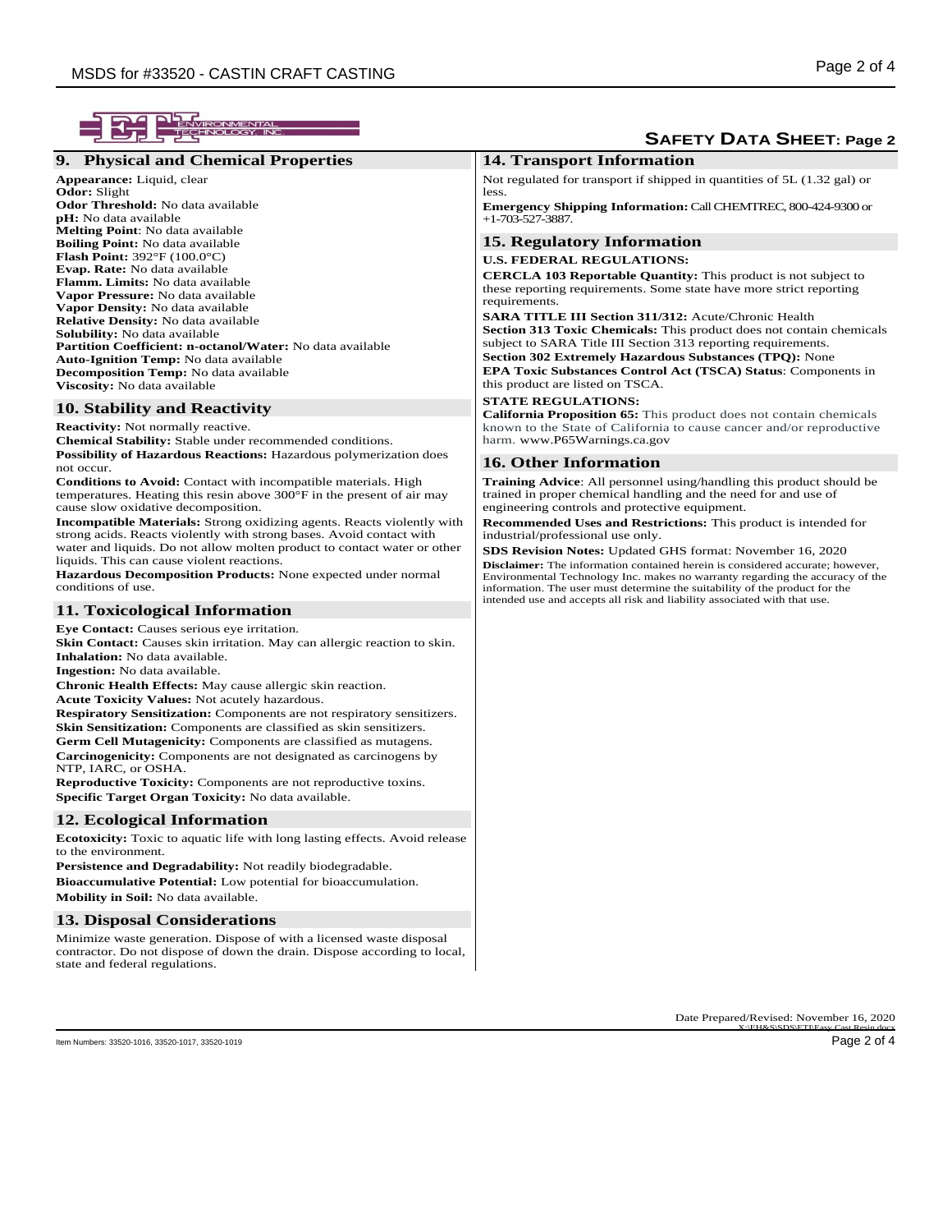## SAFETY DATA SHEET: Page 2

## 9. Physical and Chemical Properties

**Appearance:** Liquid, clear
**Odor:** Slight
**Odor Threshold:** No data available
**pH:** No data available
**Melting Point**: No data available
**Boiling Point:** No data available
**Flash Point:** 392°F (100.0°C)
**Evap. Rate:** No data available
**Flamm. Limits:** No data available
**Vapor Pressure:** No data available
**Vapor Density:** No data available
**Relative Density:** No data available
**Solubility:** No data available
**Partition Coefficient: n-octanol/Water:** No data available
**Auto-Ignition Temp:** No data available
**Decomposition Temp:** No data available
**Viscosity:** No data available

## 10. Stability and Reactivity

**Reactivity:** Not normally reactive.
**Chemical Stability:** Stable under recommended conditions.
**Possibility of Hazardous Reactions:** Hazardous polymerization does not occur.
**Conditions to Avoid:** Contact with incompatible materials. High temperatures. Heating this resin above 300°F in the present of air may cause slow oxidative decomposition.
**Incompatible Materials:** Strong oxidizing agents. Reacts violently with strong acids. Reacts violently with strong bases. Avoid contact with water and liquids. Do not allow molten product to contact water or other liquids. This can cause violent reactions.
**Hazardous Decomposition Products:** None expected under normal conditions of use.

## 11. Toxicological Information

**Eye Contact:** Causes serious eye irritation.
**Skin Contact:** Causes skin irritation. May can allergic reaction to skin.
**Inhalation:** No data available.
**Ingestion:** No data available.
**Chronic Health Effects:** May cause allergic skin reaction.
**Acute Toxicity Values:** Not acutely hazardous.
**Respiratory Sensitization:** Components are not respiratory sensitizers.
**Skin Sensitization:** Components are classified as skin sensitizers.
**Germ Cell Mutagenicity:** Components are classified as mutagens.
**Carcinogenicity:** Components are not designated as carcinogens by NTP, IARC, or OSHA.
**Reproductive Toxicity:** Components are not reproductive toxins.
**Specific Target Organ Toxicity:** No data available.

## 12. Ecological Information

**Ecotoxicity:** Toxic to aquatic life with long lasting effects. Avoid release to the environment.

**Persistence and Degradability:** Not readily biodegradable.

**Bioaccumulative Potential:** Low potential for bioaccumulation.

**Mobility in Soil:** No data available.

## 13. Disposal Considerations

Minimize waste generation. Dispose of with a licensed waste disposal contractor. Do not dispose of down the drain. Dispose according to local, state and federal regulations.

## 14. Transport Information

Not regulated for transport if shipped in quantities of 5L (1.32 gal) or less.

**Emergency Shipping Information:** Call CHEMTREC, 800-424-9300 or +1-703-527-3887.

## 15. Regulatory Information

**U.S. FEDERAL REGULATIONS:**

**CERCLA 103 Reportable Quantity:** This product is not subject to these reporting requirements. Some state have more strict reporting requirements.

**SARA TITLE III Section 311/312:** Acute/Chronic Health
**Section 313 Toxic Chemicals:** This product does not contain chemicals subject to SARA Title III Section 313 reporting requirements.
**Section 302 Extremely Hazardous Substances (TPQ):** None
**EPA Toxic Substances Control Act (TSCA) Status**: Components in this product are listed on TSCA.

**STATE REGULATIONS:**
**California Proposition 65:** This product does not contain chemicals known to the State of California to cause cancer and/or reproductive harm. www.P65Warnings.ca.gov

## 16. Other Information

**Training Advice**: All personnel using/handling this product should be trained in proper chemical handling and the need for and use of engineering controls and protective equipment.

**Recommended Uses and Restrictions:** This product is intended for industrial/professional use only.

**SDS Revision Notes:** Updated GHS format: November 16, 2020

**Disclaimer:** The information contained herein is considered accurate; however, Environmental Technology Inc. makes no warranty regarding the accuracy of the information. The user must determine the suitability of the product for the intended use and accepts all risk and liability associated with that use.

Date Prepared/Revised: November 16, 2020

Item Numbers: 33520-1016, 33520-1017, 33520-1019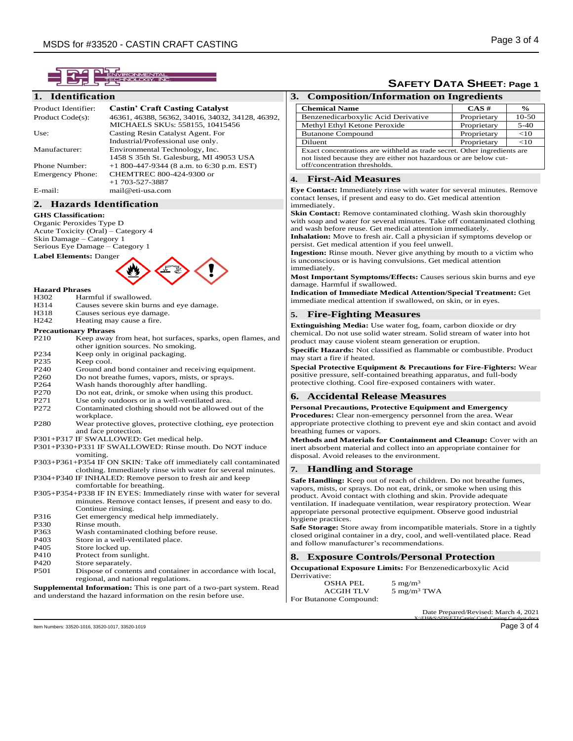**SAFETY DATA SHEET: Page 1**

## 1. Identification

| | |
|---|---|
| Product Identifier: | **Castin' Craft Casting Catalyst** |
| Product Code(s): | 46361, 46388, 56362, 34016, 34032, 34128, 46392, MICHAELS SKUs: 558155, 10415456 |
| Use: | Casting Resin Catalyst Agent. For Industrial/Professional use only. |
| Manufacturer: | Environmental Technology, Inc. 1458 S 35th St. Galesburg, MI 49053 USA |
| Phone Number: | +1 800-447-9344 (8 a.m. to 6:30 p.m. EST) |
| Emergency Phone: | CHEMTREC 800-424-9300 or +1 703-527-3887 |
| E-mail: | mail@eti-usa.com |

## 2. Hazards Identification

**GHS Classification:**

Organic Peroxides Type D
Acute Toxicity (Oral) – Category 4
Skin Damage – Category 1
Serious Eye Damage – Category 1

**Label Elements:** Danger

**Hazard Phrases**

| | |
|---|---|
| H302 | Harmful if swallowed. |
| H314 | Causes severe skin burns and eye damage. |
| H318 | Causes serious eye damage. |
| H242 | Heating may cause a fire. |

**Precautionary Phrases**

| | |
|---|---|
| P210 | Keep away from heat, hot surfaces, sparks, open flames, and other ignition sources. No smoking. |
| P234 | Keep only in original packaging. |
| P235 | Keep cool. |
| P240 | Ground and bond container and receiving equipment. |
| P260 | Do not breathe fumes, vapors, mists, or sprays. |
| P264 | Wash hands thoroughly after handling. |
| P270 | Do not eat, drink, or smoke when using this product. |
| P271 | Use only outdoors or in a well-ventilated area. |
| P272 | Contaminated clothing should not be allowed out of the workplace. |
| P280 | Wear protective gloves, protective clothing, eye protection and face protection. |

P301+P317 IF SWALLOWED: Get medical help.
P301+P330+P331 IF SWALLOWED: Rinse mouth. Do NOT induce vomiting.
P303+P361+P354 IF ON SKIN: Take off immediately call contaminated clothing. Immediately rinse with water for several minutes.
P304+P340 IF INHALED: Remove person to fresh air and keep comfortable for breathing.
P305+P354+P338 IF IN EYES: Immediately rinse with water for several minutes. Remove contact lenses, if present and easy to do. Continue rinsing.

| | |
|---|---|
| P316 | Get emergency medical help immediately. |
| P330 | Rinse mouth. |
| P363 | Wash contaminated clothing before reuse. |
| P403 | Store in a well-ventilated place. |
| P405 | Store locked up. |
| P410 | Protect from sunlight. |
| P420 | Store separately. |
| P501 | Dispose of contents and container in accordance with local, regional, and national regulations. |

**Supplemental Information:** This is one part of a two-part system. Read and understand the hazard information on the resin before use.

## 3. Composition/Information on Ingredients

| Chemical Name | CAS # | % |
|---|---|---|
| Benzenedicarboxylic Acid Derivative | Proprietary | 10-50 |
| Methyl Ethyl Ketone Peroxide | Proprietary | 5-40 |
| Butanone Compound | Proprietary | <10 |
| Diluent | Proprietary | <10 |

Exact concentrations are withheld as trade secret. Other ingredients are not listed because they are either not hazardous or are below cut-off/concentration thresholds.

## 4. First-Aid Measures

**Eye Contact:** Immediately rinse with water for several minutes. Remove contact lenses, if present and easy to do. Get medical attention immediately.

**Skin Contact:** Remove contaminated clothing. Wash skin thoroughly with soap and water for several minutes. Take off contaminated clothing and wash before reuse. Get medical attention immediately.

**Inhalation:** Move to fresh air. Call a physician if symptoms develop or persist. Get medical attention if you feel unwell.

**Ingestion:** Rinse mouth. Never give anything by mouth to a victim who is unconscious or is having convulsions. Get medical attention immediately.

**Most Important Symptoms/Effects:** Causes serious skin burns and eye damage. Harmful if swallowed.

**Indication of Immediate Medical Attention/Special Treatment:** Get immediate medical attention if swallowed, on skin, or in eyes.

## 5. Fire-Fighting Measures

**Extinguishing Media:** Use water fog, foam, carbon dioxide or dry chemical. Do not use solid water stream. Solid stream of water into hot product may cause violent steam generation or eruption.

**Specific Hazards:** Not classified as flammable or combustible. Product may start a fire if heated.

**Special Protective Equipment & Precautions for Fire-Fighters:** Wear positive pressure, self-contained breathing apparatus, and full-body protective clothing. Cool fire-exposed containers with water.

## 6. Accidental Release Measures

**Personal Precautions, Protective Equipment and Emergency Procedures:** Clear non-emergency personnel from the area. Wear appropriate protective clothing to prevent eye and skin contact and avoid breathing fumes or vapors.

**Methods and Materials for Containment and Cleanup:** Cover with an inert absorbent material and collect into an appropriate container for disposal. Avoid releases to the environment.

## 7. Handling and Storage

**Safe Handling:** Keep out of reach of children. Do not breathe fumes, vapors, mists, or sprays. Do not eat, drink, or smoke when using this product. Avoid contact with clothing and skin. Provide adequate ventilation. If inadequate ventilation, wear respiratory protection. Wear appropriate personal protective equipment. Observe good industrial hygiene practices.

**Safe Storage:** Store away from incompatible materials. Store in a tightly closed original container in a dry, cool, and well-ventilated place. Read and follow manufacturer's recommendations.

## 8. Exposure Controls/Personal Protection

**Occupational Exposure Limits:** For Benzenedicarboxylic Acid Derivative:

| | |
|---|---|
| OSHA PEL | 5 mg/m$^3$ |
| ACGIH TLV | 5 mg/m$^3$ TWA |

For Butanone Compound:

Date Prepared/Revised: March 4, 2021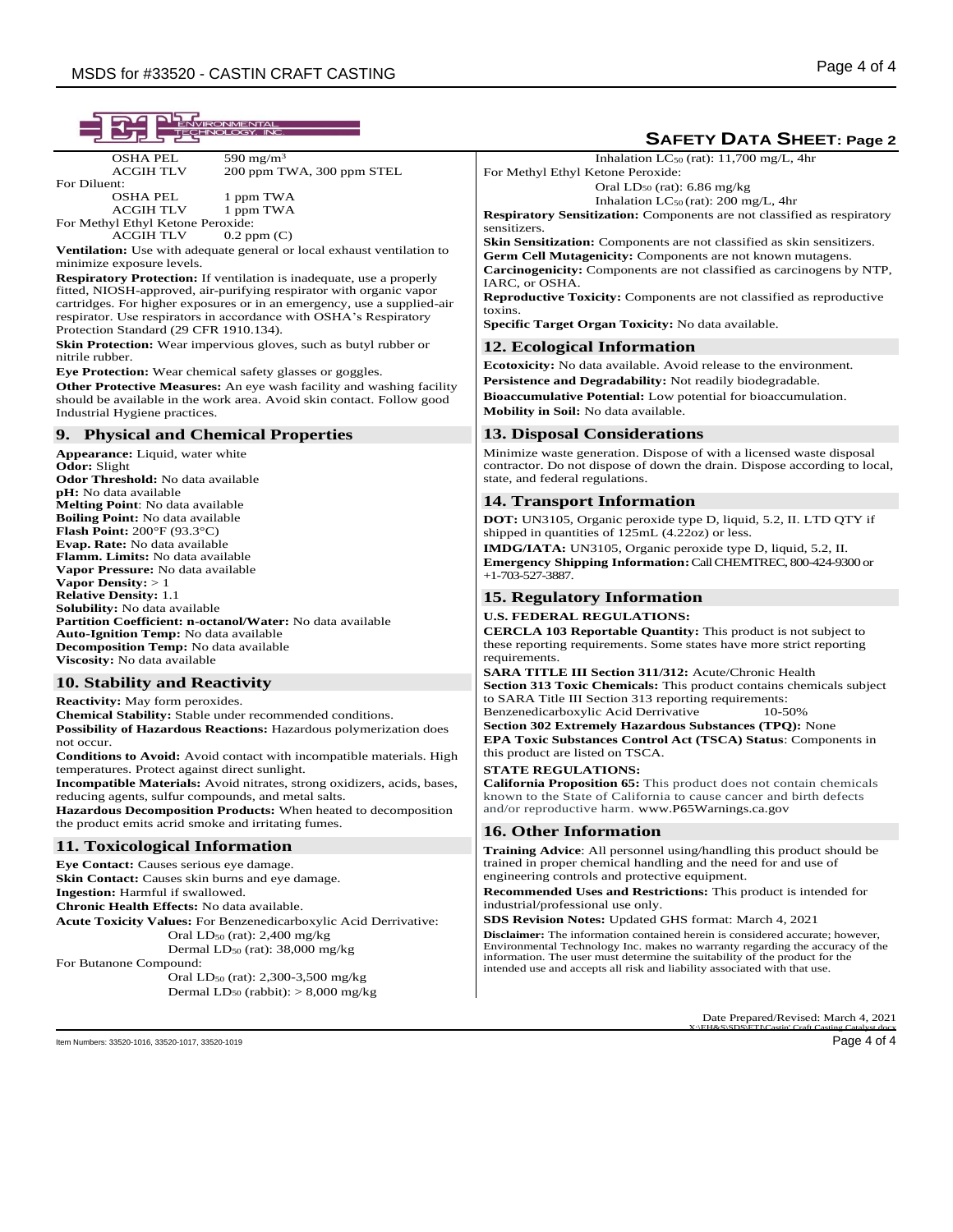**SAFETY DATA SHEET: Page 2**

| | |
|---|---|
| OSHA PEL | 590 mg/m$^3$ |
| ACGIH TLV | 200 ppm TWA, 300 ppm STEL |

For Diluent:

| | |
|---|---|
| OSHA PEL | 1 ppm TWA |
| ACGIH TLV | 1 ppm TWA |

For Methyl Ethyl Ketone Peroxide:

| | |
|---|---|
| ACGIH TLV | 0.2 ppm (C) |

**Ventilation:** Use with adequate general or local exhaust ventilation to minimize exposure levels.

**Respiratory Protection:** If ventilation is inadequate, use a properly fitted, NIOSH-approved, air-purifying respirator with organic vapor cartridges. For higher exposures or in an emergency, use a supplied-air respirator. Use respirators in accordance with OSHA's Respiratory Protection Standard (29 CFR 1910.134).

**Skin Protection:** Wear impervious gloves, such as butyl rubber or nitrile rubber.

**Eye Protection:** Wear chemical safety glasses or goggles.

**Other Protective Measures:** An eye wash facility and washing facility should be available in the work area. Avoid skin contact. Follow good Industrial Hygiene practices.

## 9. Physical and Chemical Properties

**Appearance:** Liquid, water white
**Odor:** Slight
**Odor Threshold:** No data available
**pH:** No data available
**Melting Point**: No data available
**Boiling Point:** No data available
**Flash Point:** 200°F (93.3°C)
**Evap. Rate:** No data available
**Flamm. Limits:** No data available
**Vapor Pressure:** No data available
**Vapor Density:** > 1
**Relative Density:** 1.1
**Solubility:** No data available
**Partition Coefficient: n-octanol/Water:** No data available
**Auto-Ignition Temp:** No data available
**Decomposition Temp:** No data available
**Viscosity:** No data available

## 10. Stability and Reactivity

**Reactivity:** May form peroxides.

**Chemical Stability:** Stable under recommended conditions.

**Possibility of Hazardous Reactions:** Hazardous polymerization does not occur.

**Conditions to Avoid:** Avoid contact with incompatible materials. High temperatures. Protect against direct sunlight.

**Incompatible Materials:** Avoid nitrates, strong oxidizers, acids, bases, reducing agents, sulfur compounds, and metal salts.

**Hazardous Decomposition Products:** When heated to decomposition the product emits acrid smoke and irritating fumes.

## 11. Toxicological Information

**Eye Contact:** Causes serious eye damage.
**Skin Contact:** Causes skin burns and eye damage.
**Ingestion:** Harmful if swallowed.
**Chronic Health Effects:** No data available.
**Acute Toxicity Values:** For Benzenedicarboxylic Acid Derivative:

Oral $LD_{50}$ (rat): 2,400 mg/kg
Dermal $LD_{50}$ (rat): 38,000 mg/kg

For Butanone Compound:

Oral $LD_{50}$ (rat): 2,300-3,500 mg/kg
Dermal $LD_{50}$ (rabbit): > 8,000 mg/kg
Inhalation $LC_{50}$ (rat): 11,700 mg/L, 4hr

For Methyl Ethyl Ketone Peroxide:

Oral $LD_{50}$ (rat): 6.86 mg/kg
Inhalation $LC_{50}$ (rat): 200 mg/L, 4hr

**Respiratory Sensitization:** Components are not classified as respiratory sensitizers.

**Skin Sensitization:** Components are not classified as skin sensitizers.

**Germ Cell Mutagenicity:** Components are not known mutagens.

**Carcinogenicity:** Components are not classified as carcinogens by NTP, IARC, or OSHA.

**Reproductive Toxicity:** Components are not classified as reproductive toxins.

**Specific Target Organ Toxicity:** No data available.

## 12. Ecological Information

**Ecotoxicity:** No data available. Avoid release to the environment.

**Persistence and Degradability:** Not readily biodegradable.

**Bioaccumulative Potential:** Low potential for bioaccumulation.

**Mobility in Soil:** No data available.

## 13. Disposal Considerations

Minimize waste generation. Dispose of with a licensed waste disposal contractor. Do not dispose of down the drain. Dispose according to local, state, and federal regulations.

## 14. Transport Information

**DOT:** UN3105, Organic peroxide type D, liquid, 5.2, II. LTD QTY if shipped in quantities of 125mL (4.22oz) or less.

**IMDG/IATA:** UN3105, Organic peroxide type D, liquid, 5.2, II.

**Emergency Shipping Information:** Call CHEMTREC, 800-424-9300 or +1-703-527-3887.

## 15. Regulatory Information

**U.S. FEDERAL REGULATIONS:**

**CERCLA 103 Reportable Quantity:** This product is not subject to these reporting requirements. Some states have more strict reporting requirements.

**SARA TITLE III Section 311/312:** Acute/Chronic Health

**Section 313 Toxic Chemicals:** This product contains chemicals subject to SARA Title III Section 313 reporting requirements:

| | |
|---|---|
| Benzenedicarboxylic Acid Derivative | 10-50% |

**Section 302 Extremely Hazardous Substances (TPQ):** None

**EPA Toxic Substances Control Act (TSCA) Status**: Components in this product are listed on TSCA.

**STATE REGULATIONS:**

**California Proposition 65:** This product does not contain chemicals known to the State of California to cause cancer and birth defects and/or reproductive harm. www.P65Warnings.ca.gov

## 16. Other Information

**Training Advice**: All personnel using/handling this product should be trained in proper chemical handling and the need for and use of engineering controls and protective equipment.

**Recommended Uses and Restrictions:** This product is intended for industrial/professional use only.

**SDS Revision Notes:** Updated GHS format: March 4, 2021

**Disclaimer:** The information contained herein is considered accurate; however, Environmental Technology Inc. makes no warranty regarding the accuracy of the information. The user must determine the suitability of the product for the intended use and accepts all risk and liability associated with that use.

Date Prepared/Revised: March 4, 2021
X:\EH&S\SDS\ETI\Castin' Craft Casting Catalyst.docx

Item Numbers: 33520-1016, 33520-1017, 33520-1019